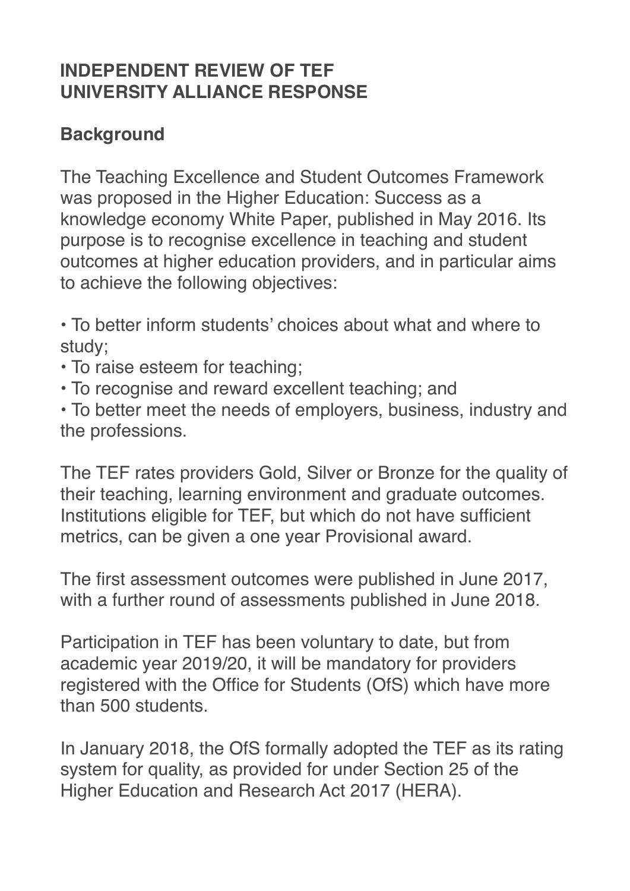# INDEPENDENT REVIEW OF TEF UNIVERSITY ALLIANCE RESPONSE

## Background

The Teaching Excellence and Student Outcomes Framework was proposed in the Higher Education: Success as a knowledge economy White Paper, published in May 2016. Its purpose is to recognise excellence in teaching and student outcomes at higher education providers, and in particular aims to achieve the following objectives:

- To better inform students' choices about what and where to study;
- To raise esteem for teaching;
- To recognise and reward excellent teaching; and
- To better meet the needs of employers, business, industry and the professions.

The TEF rates providers Gold, Silver or Bronze for the quality of their teaching, learning environment and graduate outcomes. Institutions eligible for TEF, but which do not have sufficient metrics, can be given a one year Provisional award.

The first assessment outcomes were published in June 2017, with a further round of assessments published in June 2018.

Participation in TEF has been voluntary to date, but from academic year 2019/20, it will be mandatory for providers registered with the Office for Students (OfS) which have more than 500 students.

In January 2018, the OfS formally adopted the TEF as its rating system for quality, as provided for under Section 25 of the Higher Education and Research Act 2017 (HERA).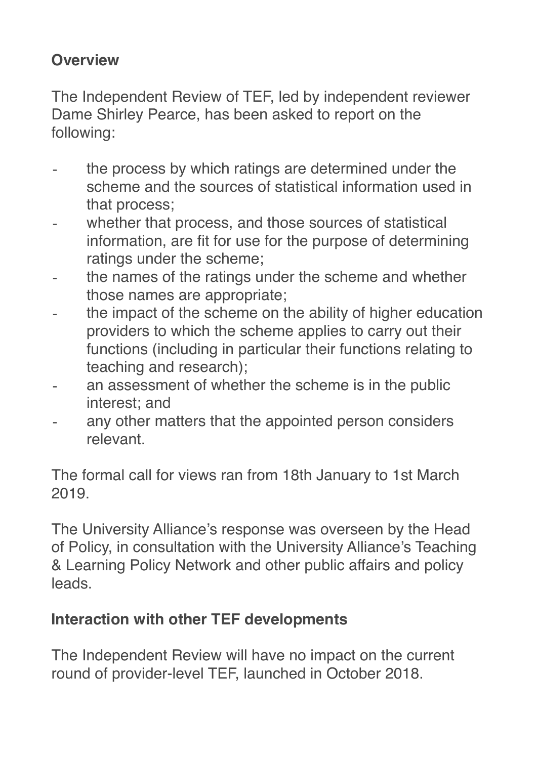## Overview

The Independent Review of TEF, led by independent reviewer Dame Shirley Pearce, has been asked to report on the following:

- the process by which ratings are determined under the scheme and the sources of statistical information used in that process;
- whether that process, and those sources of statistical information, are fit for use for the purpose of determining ratings under the scheme;
- the names of the ratings under the scheme and whether those names are appropriate;
- the impact of the scheme on the ability of higher education providers to which the scheme applies to carry out their functions (including in particular their functions relating to teaching and research);
- an assessment of whether the scheme is in the public interest; and
- any other matters that the appointed person considers relevant.

The formal call for views ran from 18th January to 1st March 2019.

The University Alliance's response was overseen by the Head of Policy, in consultation with the University Alliance's Teaching & Learning Policy Network and other public affairs and policy leads.

## Interaction with other TEF developments

The Independent Review will have no impact on the current round of provider-level TEF, launched in October 2018.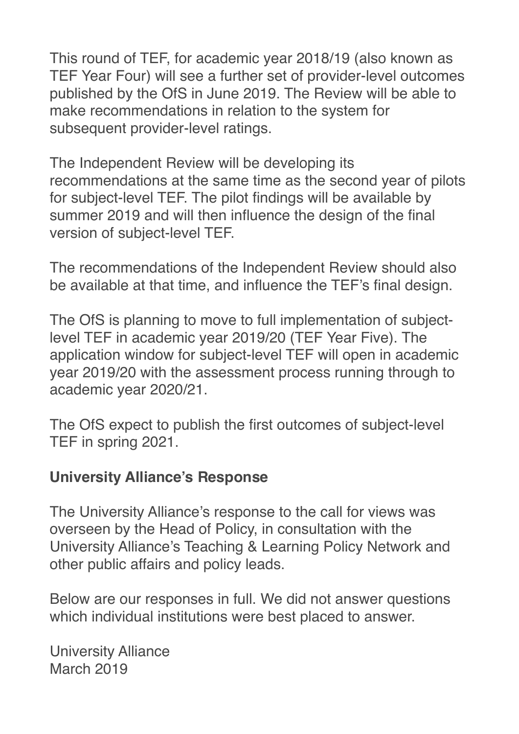This round of TEF, for academic year 2018/19 (also known as TEF Year Four) will see a further set of provider-level outcomes published by the OfS in June 2019. The Review will be able to make recommendations in relation to the system for subsequent provider-level ratings.

The Independent Review will be developing its recommendations at the same time as the second year of pilots for subject-level TEF. The pilot findings will be available by summer 2019 and will then influence the design of the final version of subject-level TEF.

The recommendations of the Independent Review should also be available at that time, and influence the TEF's final design.

The OfS is planning to move to full implementation of subject-level TEF in academic year 2019/20 (TEF Year Five). The application window for subject-level TEF will open in academic year 2019/20 with the assessment process running through to academic year 2020/21.

The OfS expect to publish the first outcomes of subject-level TEF in spring 2021.

**University Alliance's Response**

The University Alliance's response to the call for views was overseen by the Head of Policy, in consultation with the University Alliance's Teaching & Learning Policy Network and other public affairs and policy leads.

Below are our responses in full. We did not answer questions which individual institutions were best placed to answer.

University Alliance
March 2019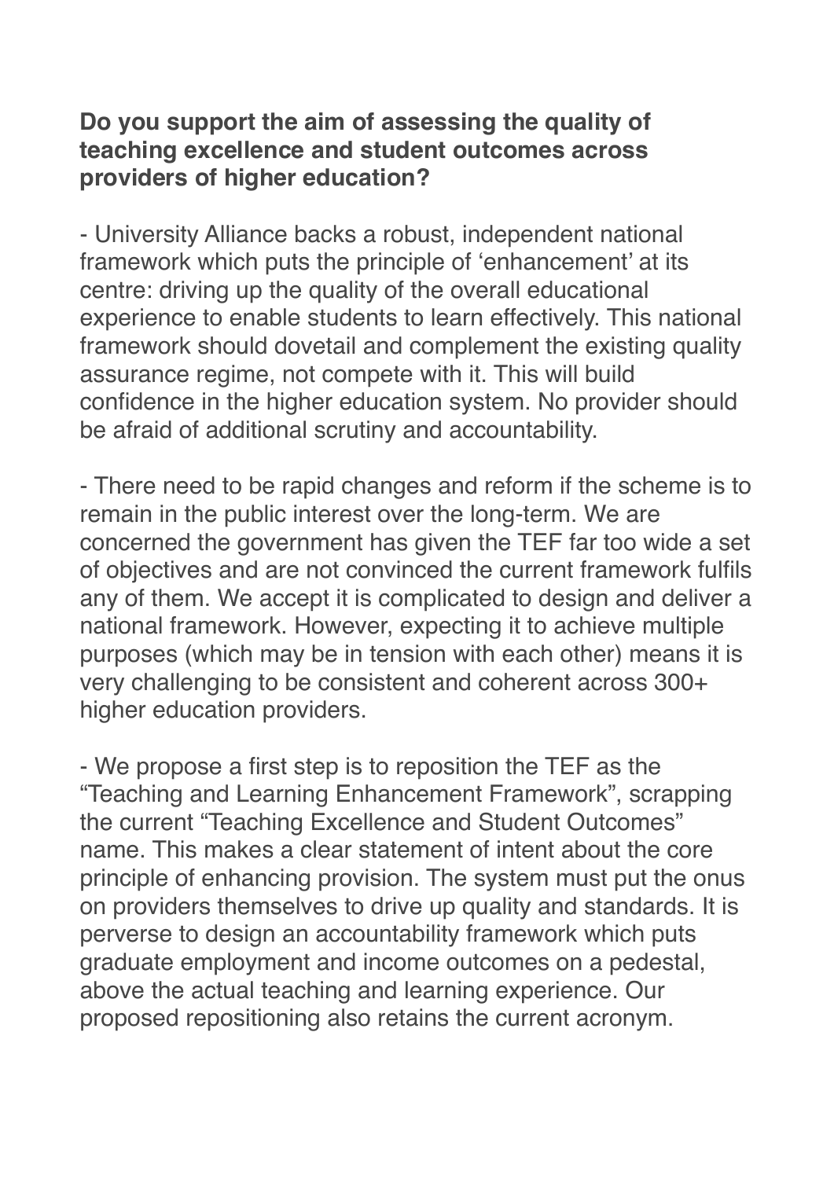**Do you support the aim of assessing the quality of teaching excellence and student outcomes across providers of higher education?**

- University Alliance backs a robust, independent national framework which puts the principle of 'enhancement' at its centre: driving up the quality of the overall educational experience to enable students to learn effectively. This national framework should dovetail and complement the existing quality assurance regime, not compete with it. This will build confidence in the higher education system. No provider should be afraid of additional scrutiny and accountability.

- There need to be rapid changes and reform if the scheme is to remain in the public interest over the long-term. We are concerned the government has given the TEF far too wide a set of objectives and are not convinced the current framework fulfils any of them. We accept it is complicated to design and deliver a national framework. However, expecting it to achieve multiple purposes (which may be in tension with each other) means it is very challenging to be consistent and coherent across 300+ higher education providers.

- We propose a first step is to reposition the TEF as the "Teaching and Learning Enhancement Framework", scrapping the current "Teaching Excellence and Student Outcomes" name. This makes a clear statement of intent about the core principle of enhancing provision. The system must put the onus on providers themselves to drive up quality and standards. It is perverse to design an accountability framework which puts graduate employment and income outcomes on a pedestal, above the actual teaching and learning experience. Our proposed repositioning also retains the current acronym.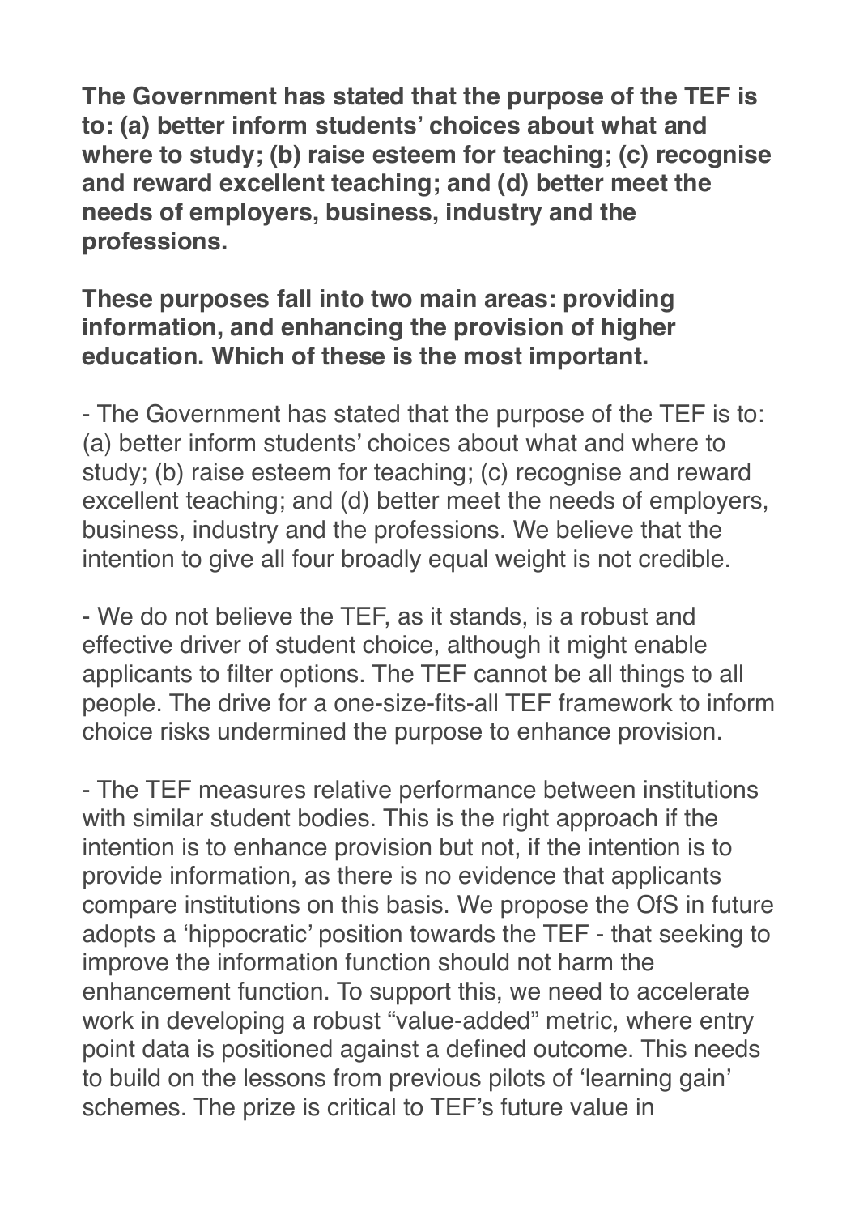**The Government has stated that the purpose of the TEF is to: (a) better inform students' choices about what and where to study; (b) raise esteem for teaching; (c) recognise and reward excellent teaching; and (d) better meet the needs of employers, business, industry and the professions.**

**These purposes fall into two main areas: providing information, and enhancing the provision of higher education. Which of these is the most important.**

- The Government has stated that the purpose of the TEF is to: (a) better inform students' choices about what and where to study; (b) raise esteem for teaching; (c) recognise and reward excellent teaching; and (d) better meet the needs of employers, business, industry and the professions. We believe that the intention to give all four broadly equal weight is not credible.

- We do not believe the TEF, as it stands, is a robust and effective driver of student choice, although it might enable applicants to filter options. The TEF cannot be all things to all people. The drive for a one-size-fits-all TEF framework to inform choice risks undermined the purpose to enhance provision.

- The TEF measures relative performance between institutions with similar student bodies. This is the right approach if the intention is to enhance provision but not, if the intention is to provide information, as there is no evidence that applicants compare institutions on this basis. We propose the OfS in future adopts a 'hippocratic' position towards the TEF - that seeking to improve the information function should not harm the enhancement function. To support this, we need to accelerate work in developing a robust "value-added" metric, where entry point data is positioned against a defined outcome. This needs to build on the lessons from previous pilots of 'learning gain' schemes. The prize is critical to TEF's future value in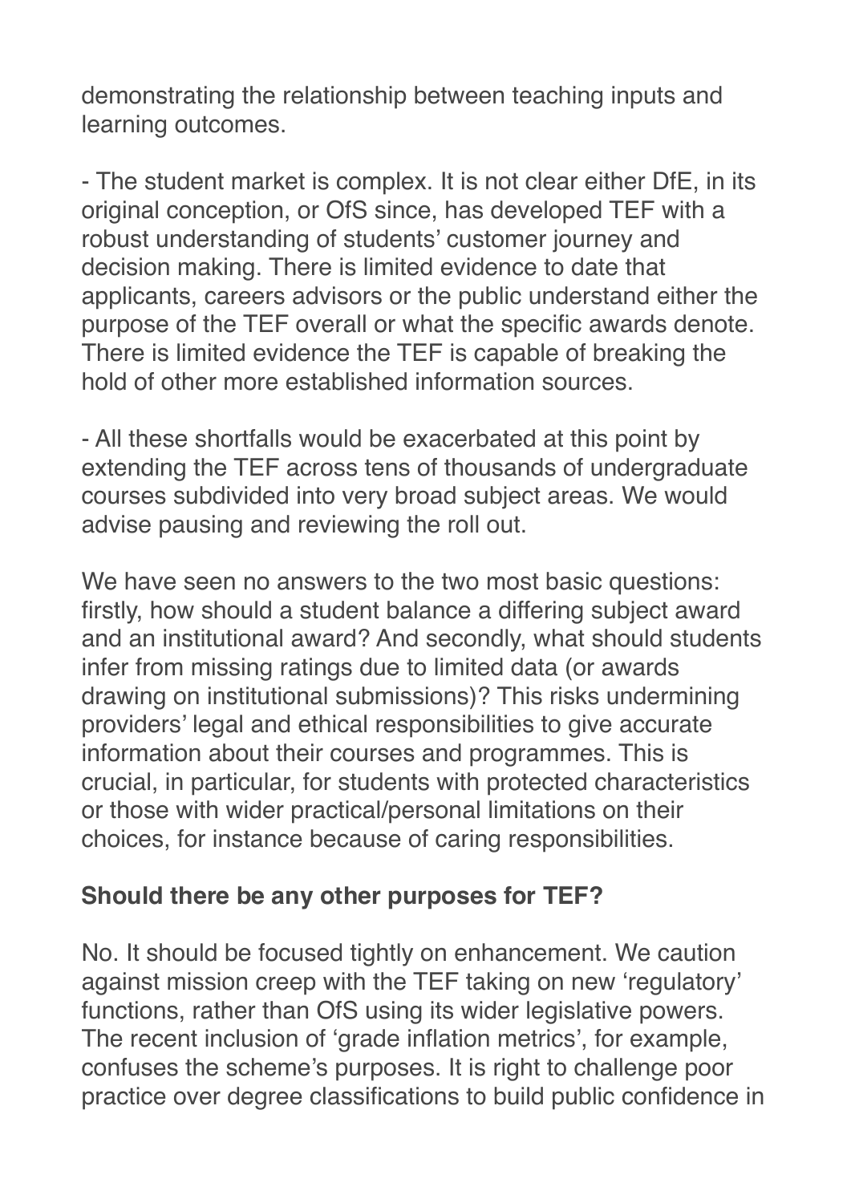demonstrating the relationship between teaching inputs and learning outcomes.

- The student market is complex. It is not clear either DfE, in its original conception, or OfS since, has developed TEF with a robust understanding of students' customer journey and decision making. There is limited evidence to date that applicants, careers advisors or the public understand either the purpose of the TEF overall or what the specific awards denote. There is limited evidence the TEF is capable of breaking the hold of other more established information sources.

- All these shortfalls would be exacerbated at this point by extending the TEF across tens of thousands of undergraduate courses subdivided into very broad subject areas. We would advise pausing and reviewing the roll out.

We have seen no answers to the two most basic questions: firstly, how should a student balance a differing subject award and an institutional award? And secondly, what should students infer from missing ratings due to limited data (or awards drawing on institutional submissions)? This risks undermining providers' legal and ethical responsibilities to give accurate information about their courses and programmes. This is crucial, in particular, for students with protected characteristics or those with wider practical/personal limitations on their choices, for instance because of caring responsibilities.

**Should there be any other purposes for TEF?**

No. It should be focused tightly on enhancement. We caution against mission creep with the TEF taking on new 'regulatory' functions, rather than OfS using its wider legislative powers. The recent inclusion of 'grade inflation metrics', for example, confuses the scheme's purposes. It is right to challenge poor practice over degree classifications to build public confidence in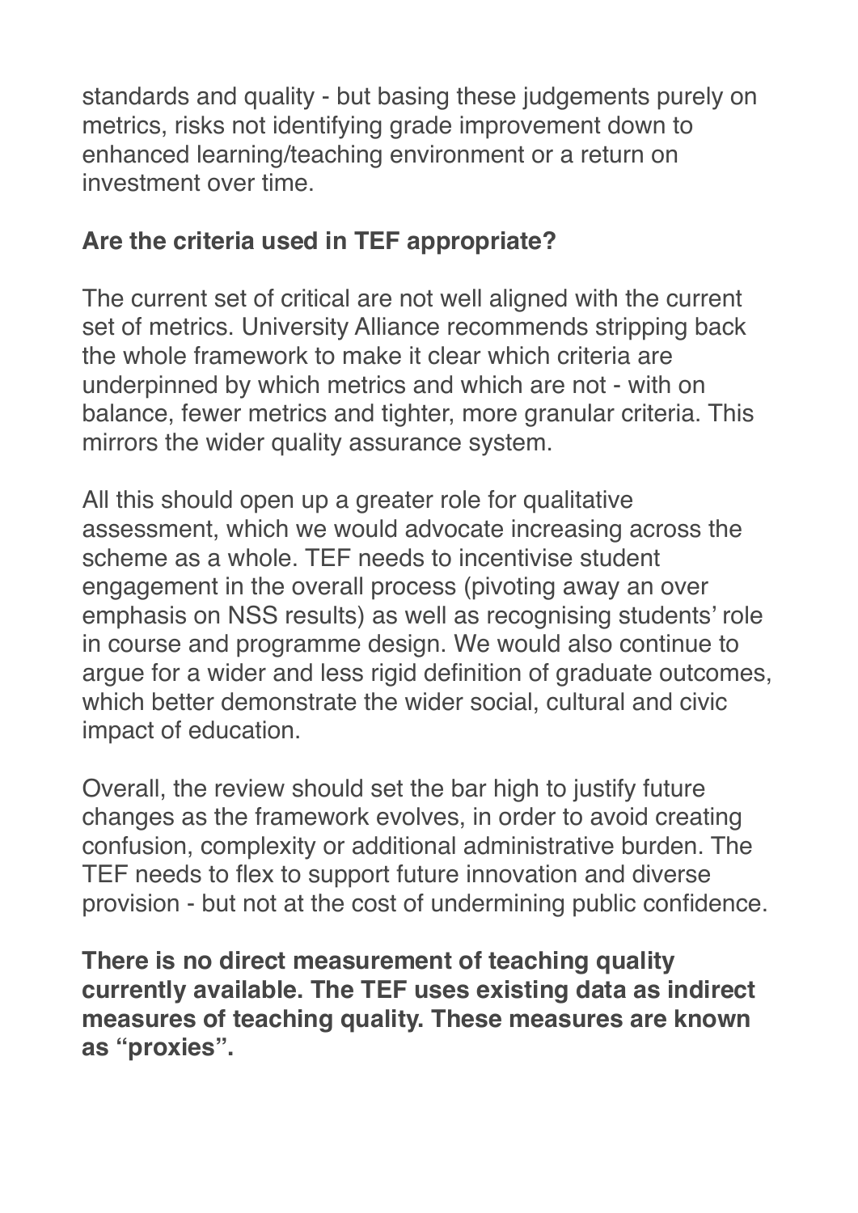standards and quality - but basing these judgements purely on metrics, risks not identifying grade improvement down to enhanced learning/teaching environment or a return on investment over time.

**Are the criteria used in TEF appropriate?**

The current set of critical are not well aligned with the current set of metrics. University Alliance recommends stripping back the whole framework to make it clear which criteria are underpinned by which metrics and which are not - with on balance, fewer metrics and tighter, more granular criteria. This mirrors the wider quality assurance system.

All this should open up a greater role for qualitative assessment, which we would advocate increasing across the scheme as a whole. TEF needs to incentivise student engagement in the overall process (pivoting away an over emphasis on NSS results) as well as recognising students' role in course and programme design. We would also continue to argue for a wider and less rigid definition of graduate outcomes, which better demonstrate the wider social, cultural and civic impact of education.

Overall, the review should set the bar high to justify future changes as the framework evolves, in order to avoid creating confusion, complexity or additional administrative burden. The TEF needs to flex to support future innovation and diverse provision - but not at the cost of undermining public confidence.

**There is no direct measurement of teaching quality currently available. The TEF uses existing data as indirect measures of teaching quality. These measures are known as "proxies".**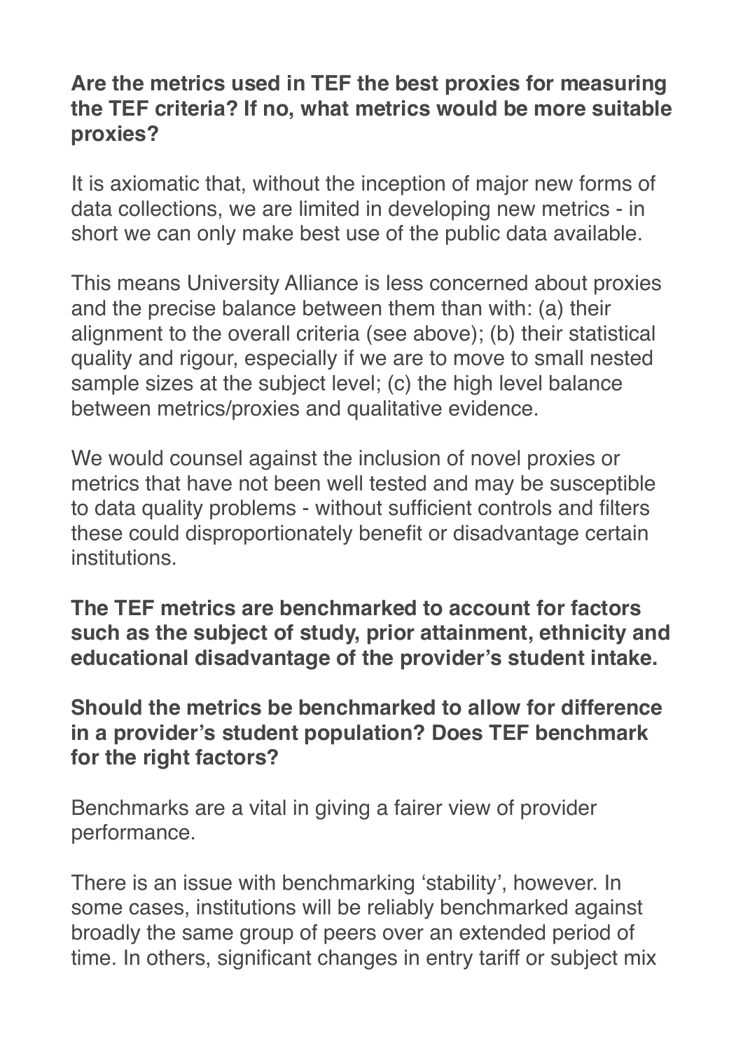**Are the metrics used in TEF the best proxies for measuring the TEF criteria? If no, what metrics would be more suitable proxies?**

It is axiomatic that, without the inception of major new forms of data collections, we are limited in developing new metrics - in short we can only make best use of the public data available.

This means University Alliance is less concerned about proxies and the precise balance between them than with: (a) their alignment to the overall criteria (see above); (b) their statistical quality and rigour, especially if we are to move to small nested sample sizes at the subject level; (c) the high level balance between metrics/proxies and qualitative evidence.

We would counsel against the inclusion of novel proxies or metrics that have not been well tested and may be susceptible to data quality problems - without sufficient controls and filters these could disproportionately benefit or disadvantage certain institutions.

**The TEF metrics are benchmarked to account for factors such as the subject of study, prior attainment, ethnicity and educational disadvantage of the provider's student intake.**

**Should the metrics be benchmarked to allow for difference in a provider's student population? Does TEF benchmark for the right factors?**

Benchmarks are a vital in giving a fairer view of provider performance.

There is an issue with benchmarking 'stability', however. In some cases, institutions will be reliably benchmarked against broadly the same group of peers over an extended period of time. In others, significant changes in entry tariff or subject mix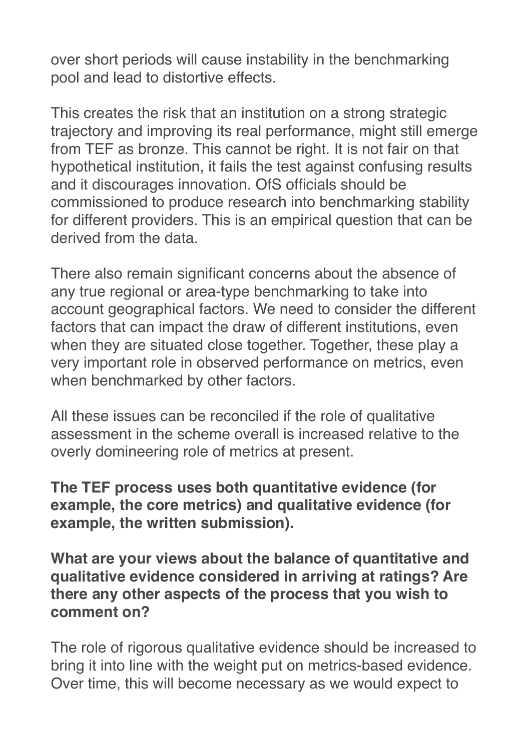over short periods will cause instability in the benchmarking pool and lead to distortive effects.

This creates the risk that an institution on a strong strategic trajectory and improving its real performance, might still emerge from TEF as bronze. This cannot be right. It is not fair on that hypothetical institution, it fails the test against confusing results and it discourages innovation. OfS officials should be commissioned to produce research into benchmarking stability for different providers. This is an empirical question that can be derived from the data.

There also remain significant concerns about the absence of any true regional or area-type benchmarking to take into account geographical factors. We need to consider the different factors that can impact the draw of different institutions, even when they are situated close together. Together, these play a very important role in observed performance on metrics, even when benchmarked by other factors.

All these issues can be reconciled if the role of qualitative assessment in the scheme overall is increased relative to the overly domineering role of metrics at present.

**The TEF process uses both quantitative evidence (for example, the core metrics) and qualitative evidence (for example, the written submission).**

**What are your views about the balance of quantitative and qualitative evidence considered in arriving at ratings? Are there any other aspects of the process that you wish to comment on?**

The role of rigorous qualitative evidence should be increased to bring it into line with the weight put on metrics-based evidence. Over time, this will become necessary as we would expect to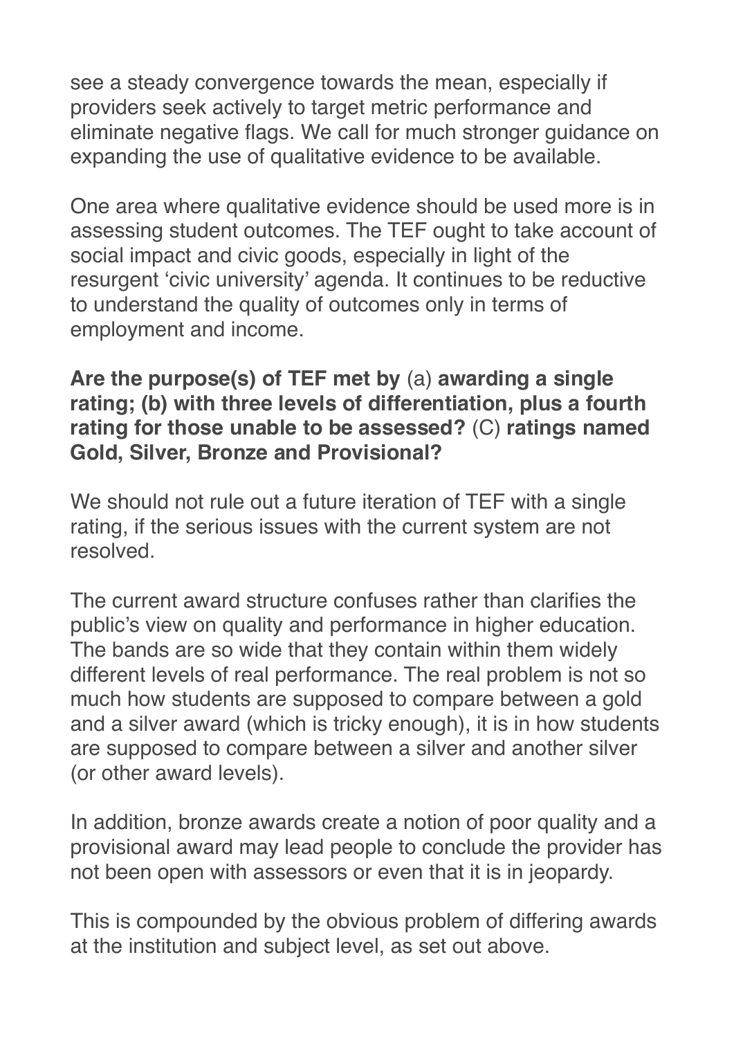see a steady convergence towards the mean, especially if providers seek actively to target metric performance and eliminate negative flags. We call for much stronger guidance on expanding the use of qualitative evidence to be available.

One area where qualitative evidence should be used more is in assessing student outcomes. The TEF ought to take account of social impact and civic goods, especially in light of the resurgent 'civic university' agenda. It continues to be reductive to understand the quality of outcomes only in terms of employment and income.

**Are the purpose(s) of TEF met by** (a) **awarding a single rating; (b) with three levels of differentiation, plus a fourth rating for those unable to be assessed?** (C) **ratings named Gold, Silver, Bronze and Provisional?**

We should not rule out a future iteration of TEF with a single rating, if the serious issues with the current system are not resolved.

The current award structure confuses rather than clarifies the public's view on quality and performance in higher education. The bands are so wide that they contain within them widely different levels of real performance. The real problem is not so much how students are supposed to compare between a gold and a silver award (which is tricky enough), it is in how students are supposed to compare between a silver and another silver (or other award levels).

In addition, bronze awards create a notion of poor quality and a provisional award may lead people to conclude the provider has not been open with assessors or even that it is in jeopardy.

This is compounded by the obvious problem of differing awards at the institution and subject level, as set out above.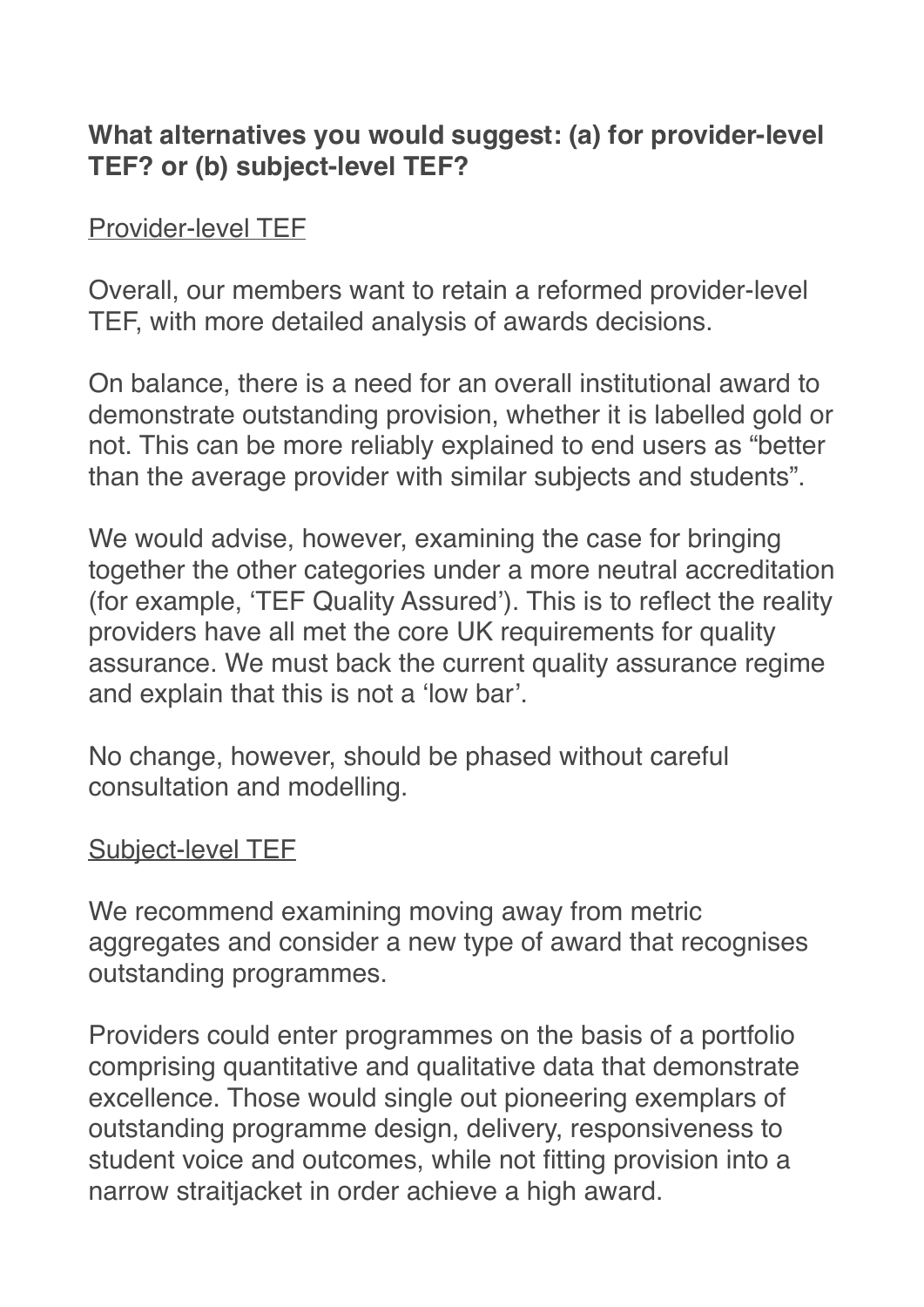**What alternatives you would suggest: (a) for provider-level TEF? or (b) subject-level TEF?**

Provider-level TEF

Overall, our members want to retain a reformed provider-level TEF, with more detailed analysis of awards decisions.

On balance, there is a need for an overall institutional award to demonstrate outstanding provision, whether it is labelled gold or not. This can be more reliably explained to end users as "better than the average provider with similar subjects and students".

We would advise, however, examining the case for bringing together the other categories under a more neutral accreditation (for example, 'TEF Quality Assured'). This is to reflect the reality providers have all met the core UK requirements for quality assurance. We must back the current quality assurance regime and explain that this is not a 'low bar'.

No change, however, should be phased without careful consultation and modelling.

Subject-level TEF

We recommend examining moving away from metric aggregates and consider a new type of award that recognises outstanding programmes.

Providers could enter programmes on the basis of a portfolio comprising quantitative and qualitative data that demonstrate excellence. Those would single out pioneering exemplars of outstanding programme design, delivery, responsiveness to student voice and outcomes, while not fitting provision into a narrow straitjacket in order achieve a high award.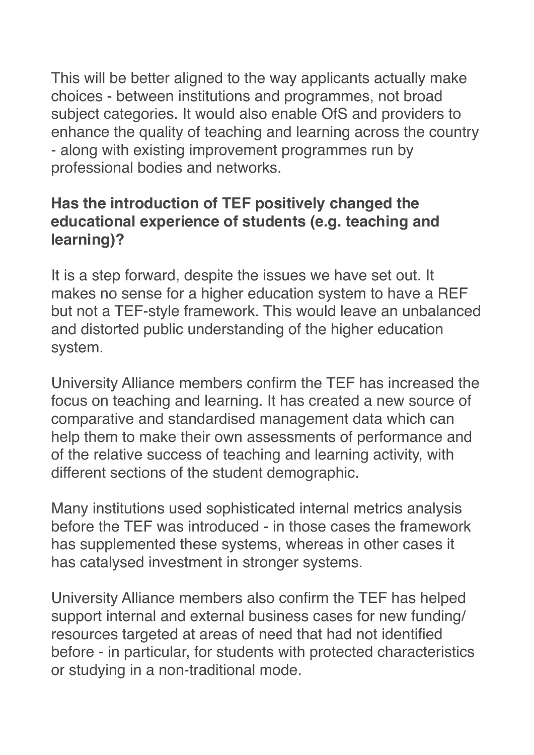This will be better aligned to the way applicants actually make choices - between institutions and programmes, not broad subject categories. It would also enable OfS and providers to enhance the quality of teaching and learning across the country - along with existing improvement programmes run by professional bodies and networks.

**Has the introduction of TEF positively changed the educational experience of students (e.g. teaching and learning)?**

It is a step forward, despite the issues we have set out. It makes no sense for a higher education system to have a REF but not a TEF-style framework. This would leave an unbalanced and distorted public understanding of the higher education system.

University Alliance members confirm the TEF has increased the focus on teaching and learning. It has created a new source of comparative and standardised management data which can help them to make their own assessments of performance and of the relative success of teaching and learning activity, with different sections of the student demographic.

Many institutions used sophisticated internal metrics analysis before the TEF was introduced - in those cases the framework has supplemented these systems, whereas in other cases it has catalysed investment in stronger systems.

University Alliance members also confirm the TEF has helped support internal and external business cases for new funding/ resources targeted at areas of need that had not identified before - in particular, for students with protected characteristics or studying in a non-traditional mode.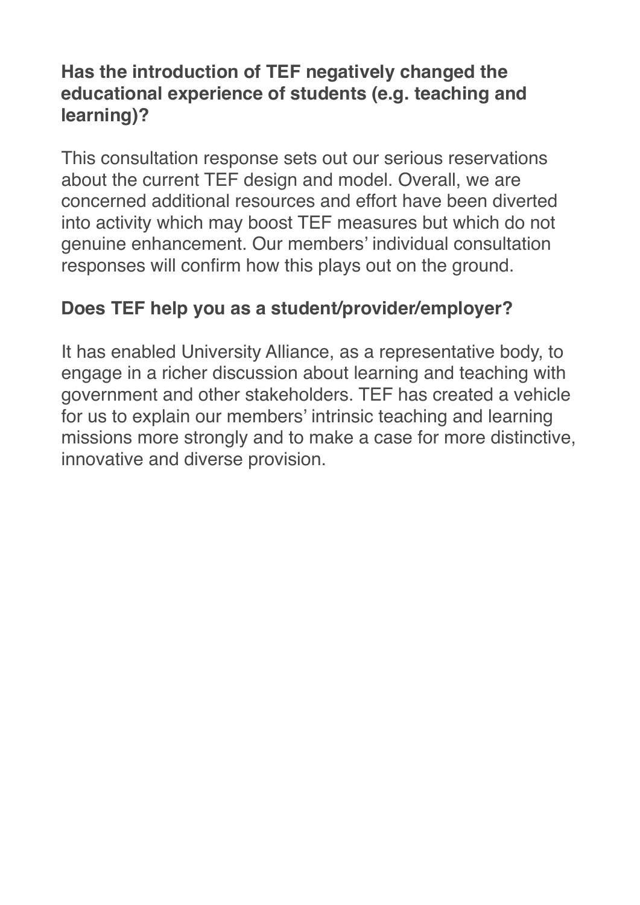**Has the introduction of TEF negatively changed the educational experience of students (e.g. teaching and learning)?**

This consultation response sets out our serious reservations about the current TEF design and model. Overall, we are concerned additional resources and effort have been diverted into activity which may boost TEF measures but which do not genuine enhancement. Our members' individual consultation responses will confirm how this plays out on the ground.

**Does TEF help you as a student/provider/employer?**

It has enabled University Alliance, as a representative body, to engage in a richer discussion about learning and teaching with government and other stakeholders. TEF has created a vehicle for us to explain our members' intrinsic teaching and learning missions more strongly and to make a case for more distinctive, innovative and diverse provision.